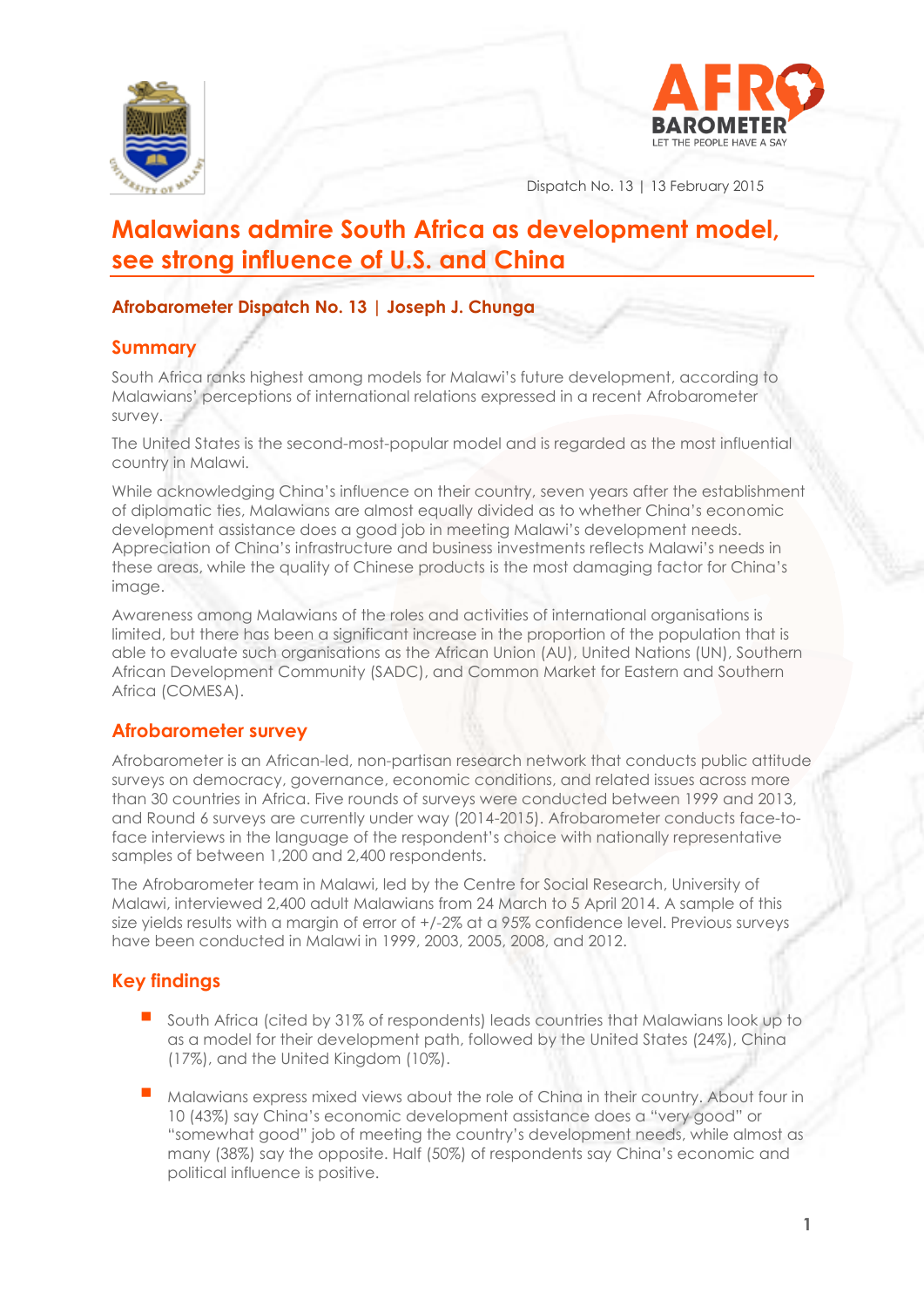Dispatch No. 13 | 13 February 2015

# Malawians admire South Africa as development model, see strong influence of U.S. and China

**Afrobarometer Dispatch No. 13 | Joseph J. Chunga**

## Summary

South Africa ranks highest among models for Malawi's future development, according to Malawians' perceptions of international relations expressed in a recent Afrobarometer survey.

The United States is the second-most-popular model and is regarded as the most influential country in Malawi.

While acknowledging China's influence on their country, seven years after the establishment of diplomatic ties, Malawians are almost equally divided as to whether China's economic development assistance does a good job in meeting Malawi's development needs. Appreciation of China's infrastructure and business investments reflects Malawi's needs in these areas, while the quality of Chinese products is the most damaging factor for China's image.

Awareness among Malawians of the roles and activities of international organisations is limited, but there has been a significant increase in the proportion of the population that is able to evaluate such organisations as the African Union (AU), United Nations (UN), Southern African Development Community (SADC), and Common Market for Eastern and Southern Africa (COMESA).

## Afrobarometer survey

Afrobarometer is an African-led, non-partisan research network that conducts public attitude surveys on democracy, governance, economic conditions, and related issues across more than 30 countries in Africa. Five rounds of surveys were conducted between 1999 and 2013, and Round 6 surveys are currently under way (2014-2015). Afrobarometer conducts face-to-face interviews in the language of the respondent's choice with nationally representative samples of between 1,200 and 2,400 respondents.

The Afrobarometer team in Malawi, led by the Centre for Social Research, University of Malawi, interviewed 2,400 adult Malawians from 24 March to 5 April 2014. A sample of this size yields results with a margin of error of +/-2% at a 95% confidence level. Previous surveys have been conducted in Malawi in 1999, 2003, 2005, 2008, and 2012.

## Key findings

- South Africa (cited by 31% of respondents) leads countries that Malawians look up to as a model for their development path, followed by the United States (24%), China (17%), and the United Kingdom (10%).
- Malawians express mixed views about the role of China in their country. About four in 10 (43%) say China's economic development assistance does a "very good" or "somewhat good" job of meeting the country's development needs, while almost as many (38%) say the opposite. Half (50%) of respondents say China's economic and political influence is positive.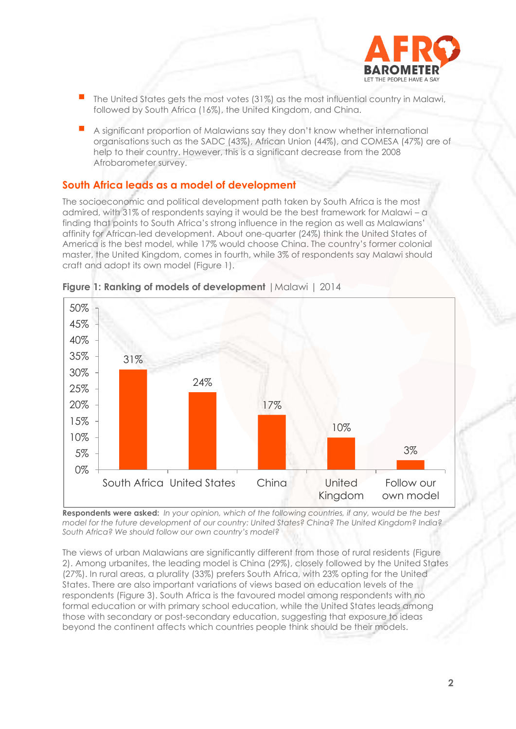- The United States gets the most votes (31%) as the most influential country in Malawi, followed by South Africa (16%), the United Kingdom, and China.
- A significant proportion of Malawians say they don't know whether international organisations such as the SADC (43%), African Union (44%), and COMESA (47%) are of help to their country. However, this is a significant decrease from the 2008 Afrobarometer survey.

## South Africa leads as a model of development

The socioeconomic and political development path taken by South Africa is the most admired, with 31% of respondents saying it would be the best framework for Malawi – a finding that points to South Africa's strong influence in the region as well as Malawians' affinity for African-led development. About one-quarter (24%) think the United States of America is the best model, while 17% would choose China. The country's former colonial master, the United Kingdom, comes in fourth, while 3% of respondents say Malawi should craft and adopt its own model (Figure 1).

**Figure 1: Ranking of models of development** | Malawi | 2014

| Model | % |
|---|---|
| South Africa | 31% |
| United States | 24% |
| China | 17% |
| United Kingdom | 10% |
| Follow our own model | 3% |

**Respondents were asked:** *In your opinion, which of the following countries, if any, would be the best model for the future development of our country: United States? China? The United Kingdom? India? South Africa? We should follow our own country's model?*

The views of urban Malawians are significantly different from those of rural residents (Figure 2). Among urbanites, the leading model is China (29%), closely followed by the United States (27%). In rural areas, a plurality (33%) prefers South Africa, with 23% opting for the United States. There are also important variations of views based on education levels of the respondents (Figure 3). South Africa is the favoured model among respondents with no formal education or with primary school education, while the United States leads among those with secondary or post-secondary education, suggesting that exposure to ideas beyond the continent affects which countries people think should be their models.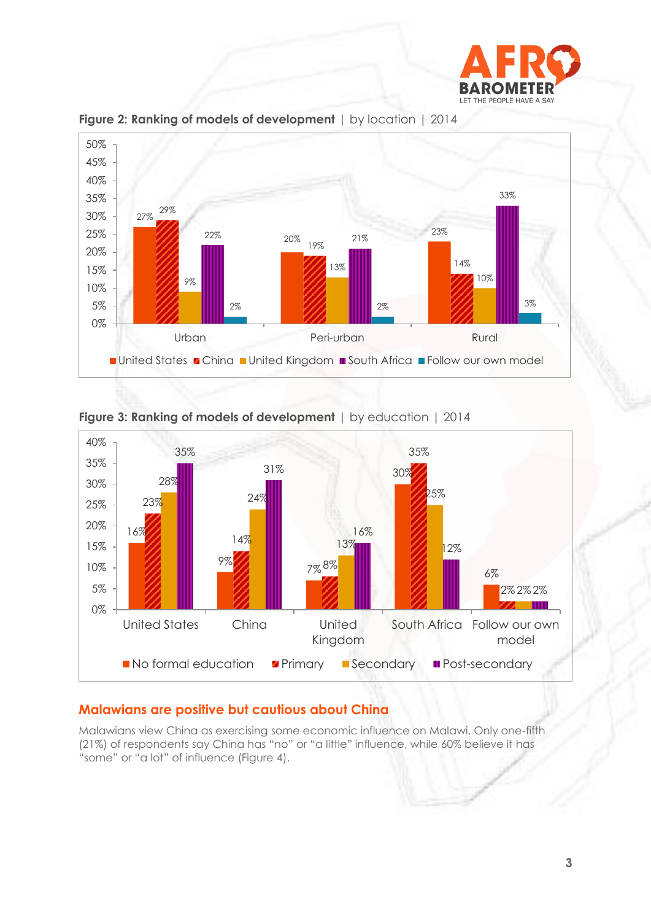**Figure 2: Ranking of models of development** | by location | 2014

| | United States | China | United Kingdom | South Africa | Follow our own model |
|---|---|---|---|---|---|
| Urban | 27% | 29% | 9% | 22% | 2% |
| Peri-urban | 20% | 19% | 13% | 21% | 2% |
| Rural | 23% | 14% | 10% | 33% | 3% |

**Figure 3: Ranking of models of development** | by education | 2014

| | No formal education | Primary | Secondary | Post-secondary |
|---|---|---|---|---|
| United States | 16% | 23% | 28% | 35% |
| China | 9% | 14% | 24% | 31% |
| United Kingdom | 7% | 8% | 13% | 16% |
| South Africa | 30% | 35% | 25% | 12% |
| Follow our own model | 6% | 2% | 2% | 2% |

## Malawians are positive but cautious about China

Malawians view China as exercising some economic influence on Malawi. Only one-fifth (21%) of respondents say China has "no" or "a little" influence, while 60% believe it has "some" or "a lot" of influence (Figure 4).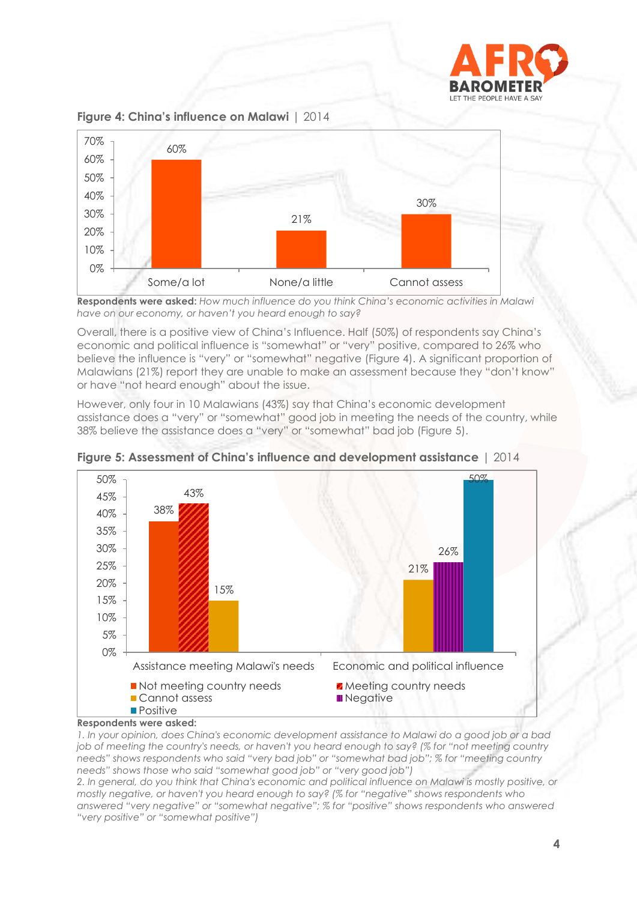**Figure 4: China's influence on Malawi** | 2014

| | Some/a lot | None/a little | Cannot assess |
|---|---|---|---|
| % | 60% | 21% | 30% |

**Respondents were asked:** *How much influence do you think China's economic activities in Malawi have on our economy, or haven't you heard enough to say?*

Overall, there is a positive view of China's Influence. Half (50%) of respondents say China's economic and political influence is "somewhat" or "very" positive, compared to 26% who believe the influence is "very" or "somewhat" negative (Figure 4). A significant proportion of Malawians (21%) report they are unable to make an assessment because they "don't know" or have "not heard enough" about the issue.

However, only four in 10 Malawians (43%) say that China's economic development assistance does a "very" or "somewhat" good job in meeting the needs of the country, while 38% believe the assistance does a "very" or "somewhat" bad job (Figure 5).

**Figure 5: Assessment of China's influence and development assistance** | 2014

| Assistance meeting Malawi's needs | % |
|---|---|
| Not meeting country needs | 38% |
| Meeting country needs | 43% |
| Cannot assess | 15% |

| Economic and political influence | % |
|---|---|
| Cannot assess | 21% |
| Negative | 26% |
| Positive | 50% |

**Respondents were asked:**

*1. In your opinion, does China's economic development assistance to Malawi do a good job or a bad job of meeting the country's needs, or haven't you heard enough to say? (% for "not meeting country needs" shows respondents who said "very bad job" or "somewhat bad job"; % for "meeting country needs" shows those who said "somewhat good job" or "very good job")*

*2. In general, do you think that China's economic and political influence on Malawi is mostly positive, or mostly negative, or haven't you heard enough to say? (% for "negative" shows respondents who answered "very negative" or "somewhat negative"; % for "positive" shows respondents who answered "very positive" or "somewhat positive")*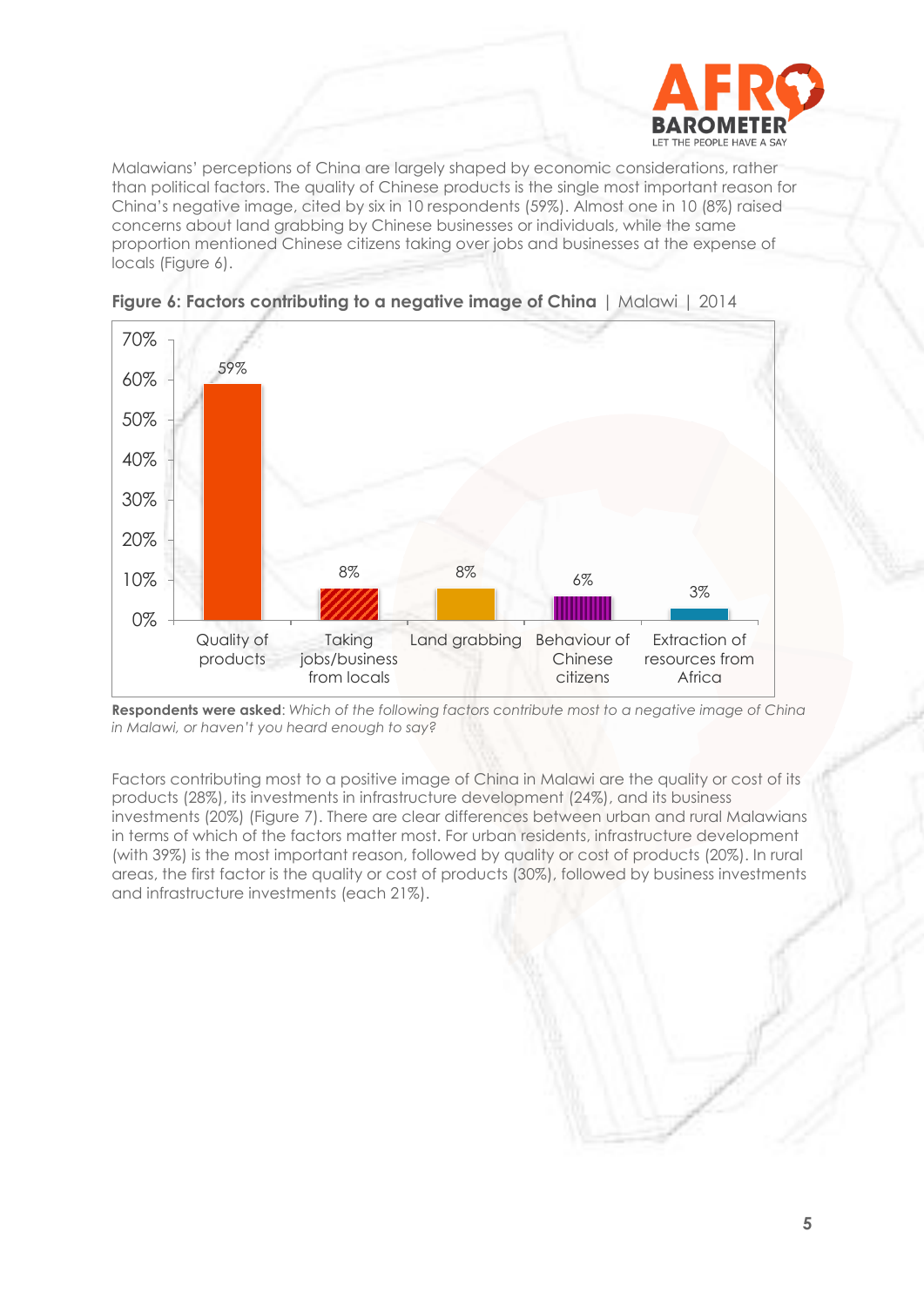Malawians' perceptions of China are largely shaped by economic considerations, rather than political factors. The quality of Chinese products is the single most important reason for China's negative image, cited by six in 10 respondents (59%). Almost one in 10 (8%) raised concerns about land grabbing by Chinese businesses or individuals, while the same proportion mentioned Chinese citizens taking over jobs and businesses at the expense of locals (Figure 6).

**Figure 6: Factors contributing to a negative image of China** | Malawi | 2014

| Factor | % |
|---|---|
| Quality of products | 59% |
| Taking jobs/business from locals | 8% |
| Land grabbing | 8% |
| Behaviour of Chinese citizens | 6% |
| Extraction of resources from Africa | 3% |

**Respondents were asked**: *Which of the following factors contribute most to a negative image of China in Malawi, or haven't you heard enough to say?*

Factors contributing most to a positive image of China in Malawi are the quality or cost of its products (28%), its investments in infrastructure development (24%), and its business investments (20%) (Figure 7). There are clear differences between urban and rural Malawians in terms of which of the factors matter most. For urban residents, infrastructure development (with 39%) is the most important reason, followed by quality or cost of products (20%). In rural areas, the first factor is the quality or cost of products (30%), followed by business investments and infrastructure investments (each 21%).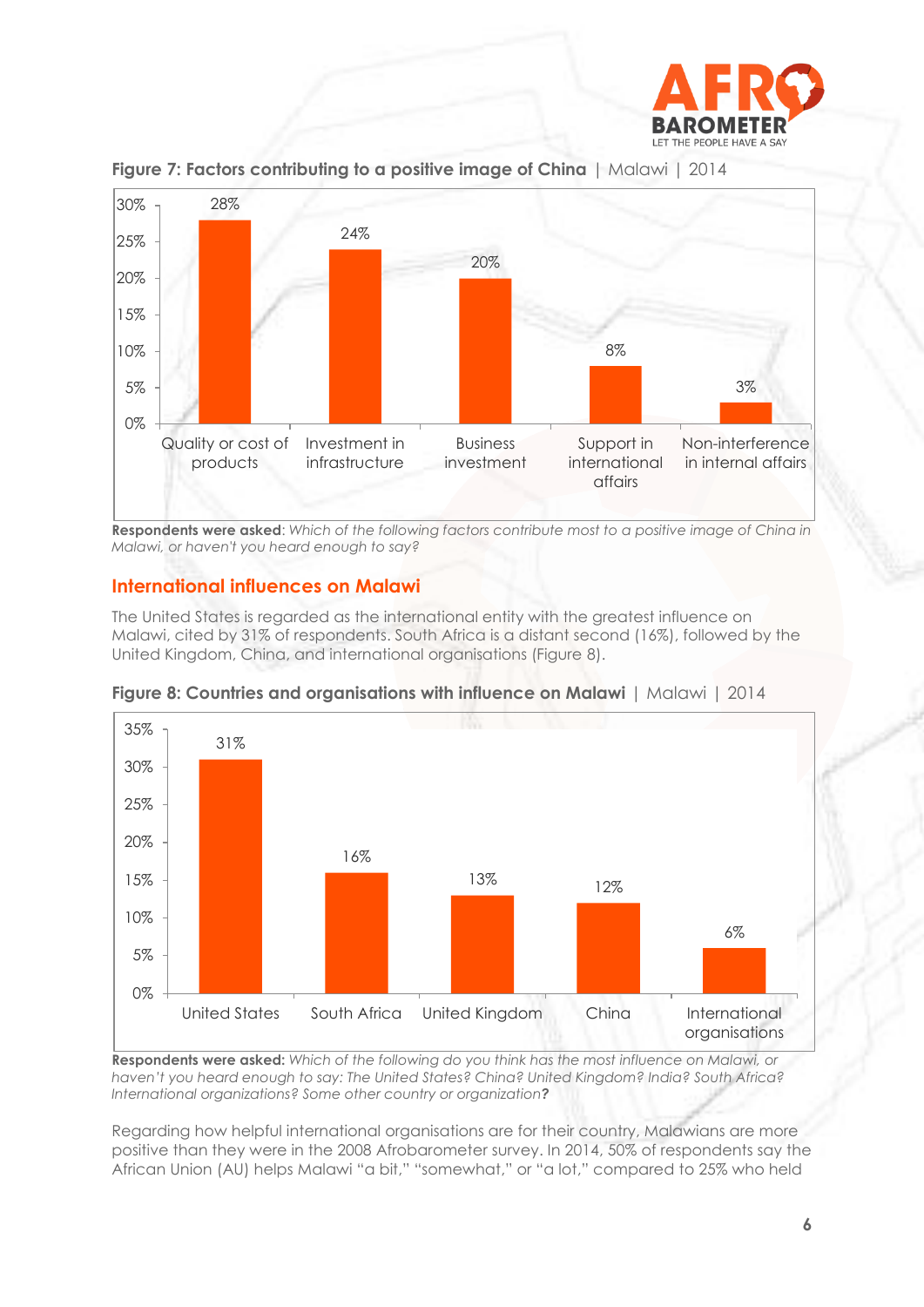**Figure 7: Factors contributing to a positive image of China** | Malawi | 2014

| Factor | % |
|---|---|
| Quality or cost of products | 28% |
| Investment in infrastructure | 24% |
| Business investment | 20% |
| Support in international affairs | 8% |
| Non-interference in internal affairs | 3% |

**Respondents were asked**: *Which of the following factors contribute most to a positive image of China in Malawi, or haven't you heard enough to say?*

## International influences on Malawi

The United States is regarded as the international entity with the greatest influence on Malawi, cited by 31% of respondents. South Africa is a distant second (16%), followed by the United Kingdom, China, and international organisations (Figure 8).

**Figure 8: Countries and organisations with influence on Malawi** | Malawi | 2014

| Country/organisation | % |
|---|---|
| United States | 31% |
| South Africa | 16% |
| United Kingdom | 13% |
| China | 12% |
| International organisations | 6% |

**Respondents were asked:** *Which of the following do you think has the most influence on Malawi, or haven't you heard enough to say: The United States? China? United Kingdom? India? South Africa? International organizations? Some other country or organization***?**

Regarding how helpful international organisations are for their country, Malawians are more positive than they were in the 2008 Afrobarometer survey. In 2014, 50% of respondents say the African Union (AU) helps Malawi "a bit," "somewhat," or "a lot," compared to 25% who held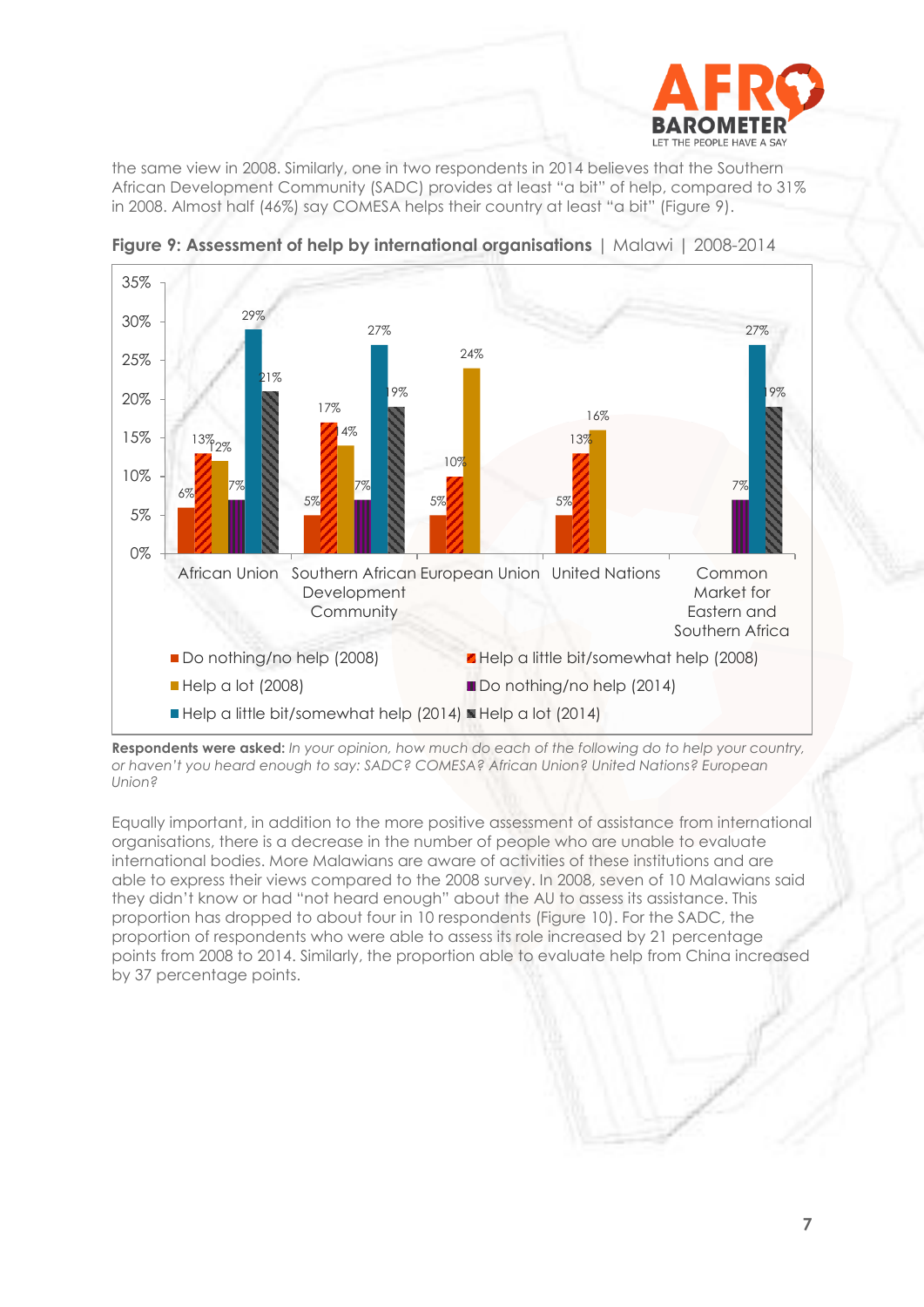the same view in 2008. Similarly, one in two respondents in 2014 believes that the Southern African Development Community (SADC) provides at least "a bit" of help, compared to 31% in 2008. Almost half (46%) say COMESA helps their country at least "a bit" (Figure 9).

**Figure 9: Assessment of help by international organisations** | Malawi | 2008-2014

| | Do nothing/no help (2008) | Help a little bit/somewhat help (2008) | Help a lot (2008) | Do nothing/no help (2014) | Help a little bit/somewhat help (2014) | Help a lot (2014) |
|---|---|---|---|---|---|---|
| African Union | 6% | 13% | 12% | 7% | 29% | 21% |
| Southern African Development Community | 5% | 17% | 14% | 7% | 27% | 19% |
| European Union | 5% | 10% | 24% | | | |
| United Nations | 5% | 13% | 16% | | | |
| Common Market for Eastern and Southern Africa | | | | 7% | 27% | 19% |

**Respondents were asked:** *In your opinion, how much do each of the following do to help your country, or haven't you heard enough to say: SADC? COMESA? African Union? United Nations? European Union?*

Equally important, in addition to the more positive assessment of assistance from international organisations, there is a decrease in the number of people who are unable to evaluate international bodies. More Malawians are aware of activities of these institutions and are able to express their views compared to the 2008 survey. In 2008, seven of 10 Malawians said they didn't know or had "not heard enough" about the AU to assess its assistance. This proportion has dropped to about four in 10 respondents (Figure 10). For the SADC, the proportion of respondents who were able to assess its role increased by 21 percentage points from 2008 to 2014. Similarly, the proportion able to evaluate help from China increased by 37 percentage points.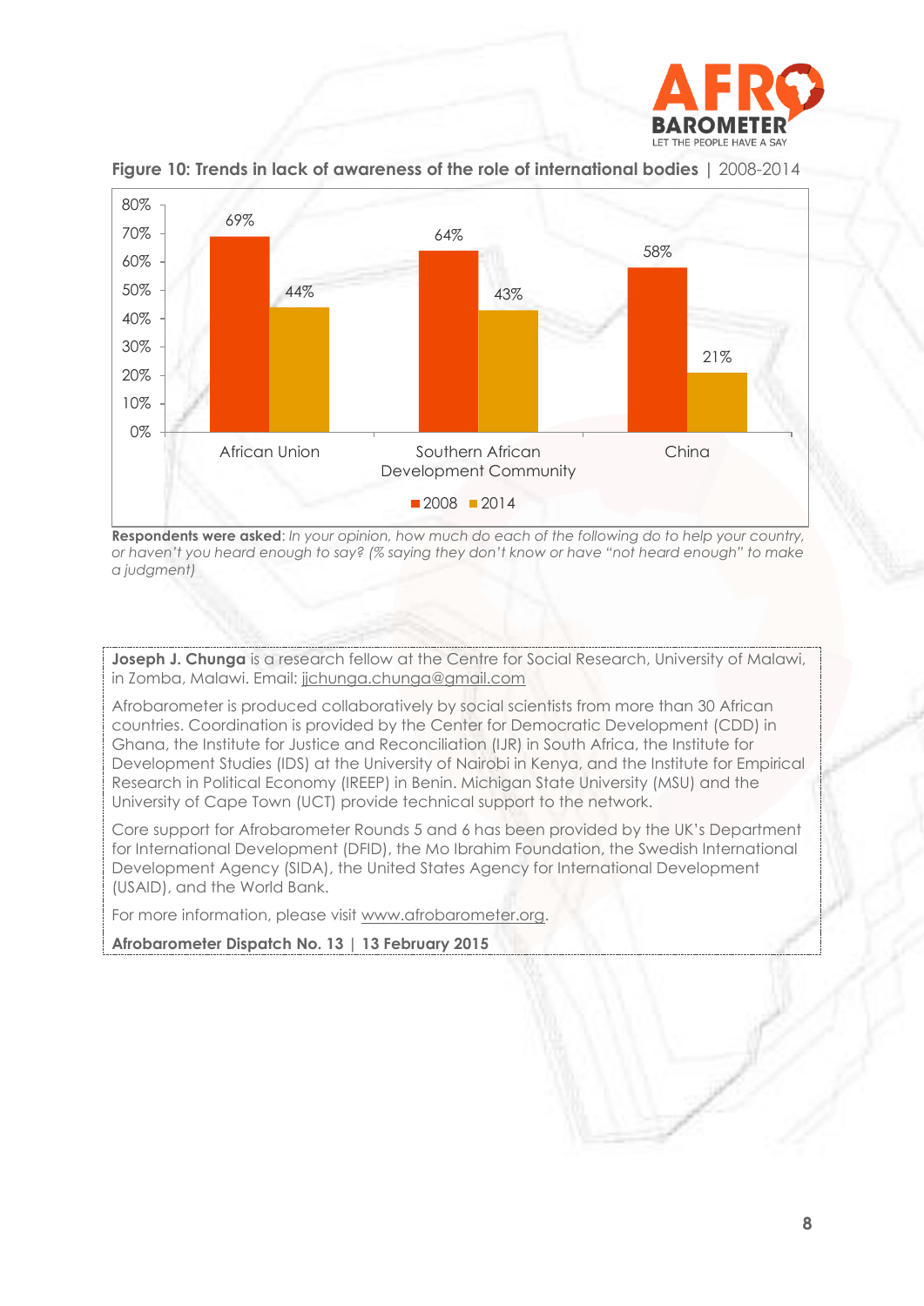**Figure 10: Trends in lack of awareness of the role of international bodies** | 2008-2014

80%
70%
60%
50%
40%
30%
20%
10%
0%

69%
44%
64%
43%
58%
21%

African Union
Southern African Development Community
China

2008 2014

**Respondents were asked**: *In your opinion, how much do each of the following do to help your country, or haven't you heard enough to say? (% saying they don't know or have "not heard enough" to make a judgment)*

**Joseph J. Chunga** is a research fellow at the Centre for Social Research, University of Malawi, in Zomba, Malawi. Email: jjchunga.chunga@gmail.com

Afrobarometer is produced collaboratively by social scientists from more than 30 African countries. Coordination is provided by the Center for Democratic Development (CDD) in Ghana, the Institute for Justice and Reconciliation (IJR) in South Africa, the Institute for Development Studies (IDS) at the University of Nairobi in Kenya, and the Institute for Empirical Research in Political Economy (IREEP) in Benin. Michigan State University (MSU) and the University of Cape Town (UCT) provide technical support to the network.

Core support for Afrobarometer Rounds 5 and 6 has been provided by the UK's Department for International Development (DFID), the Mo Ibrahim Foundation, the Swedish International Development Agency (SIDA), the United States Agency for International Development (USAID), and the World Bank.

For more information, please visit www.afrobarometer.org.

**Afrobarometer Dispatch No. 13 | 13 February 2015**